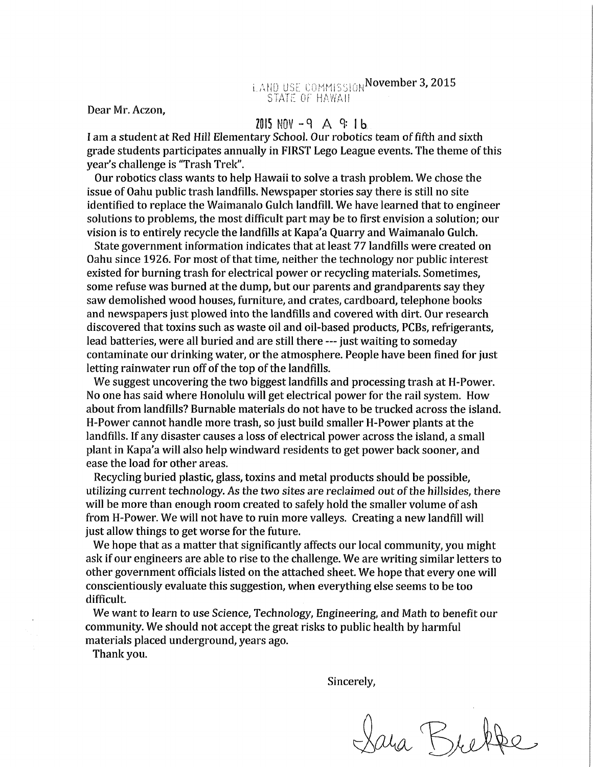LAND USE COMMISSION
STATE OF HAWAII

2015 NOV -9 A 9: 16

November 3, 2015

Dear Mr. Aczon,

I am a student at Red Hill Elementary School. Our robotics team of fifth and sixth grade students participates annually in FIRST Lego League events. The theme of this year's challenge is "Trash Trek".

Our robotics class wants to help Hawaii to solve a trash problem. We chose the issue of Oahu public trash landfills. Newspaper stories say there is still no site identified to replace the Waimanalo Gulch landfill. We have learned that to engineer solutions to problems, the most difficult part may be to first envision a solution; our vision is to entirely recycle the landfills at Kapa'a Quarry and Waimanalo Gulch.

State government information indicates that at least 77 landfills were created on Oahu since 1926. For most of that time, neither the technology nor public interest existed for burning trash for electrical power or recycling materials. Sometimes, some refuse was burned at the dump, but our parents and grandparents say they saw demolished wood houses, furniture, and crates, cardboard, telephone books and newspapers just plowed into the landfills and covered with dirt. Our research discovered that toxins such as waste oil and oil-based products, PCBs, refrigerants, lead batteries, were all buried and are still there --- just waiting to someday contaminate our drinking water, or the atmosphere. People have been fined for just letting rainwater run off of the top of the landfills.

We suggest uncovering the two biggest landfills and processing trash at H-Power. No one has said where Honolulu will get electrical power for the rail system. How about from landfills? Burnable materials do not have to be trucked across the island. H-Power cannot handle more trash, so just build smaller H-Power plants at the landfills. If any disaster causes a loss of electrical power across the island, a small plant in Kapa'a will also help windward residents to get power back sooner, and ease the load for other areas.

Recycling buried plastic, glass, toxins and metal products should be possible, utilizing current technology. As the two sites are reclaimed out of the hillsides, there will be more than enough room created to safely hold the smaller volume of ash from H-Power. We will not have to ruin more valleys. Creating a new landfill will just allow things to get worse for the future.

We hope that as a matter that significantly affects our local community, you might ask if our engineers are able to rise to the challenge. We are writing similar letters to other government officials listed on the attached sheet. We hope that every one will conscientiously evaluate this suggestion, when everything else seems to be too difficult.

We want to learn to use Science, Technology, Engineering, and Math to benefit our community. We should not accept the great risks to public health by harmful materials placed underground, years ago.

Thank you.

Sincerely,

Sara Brekke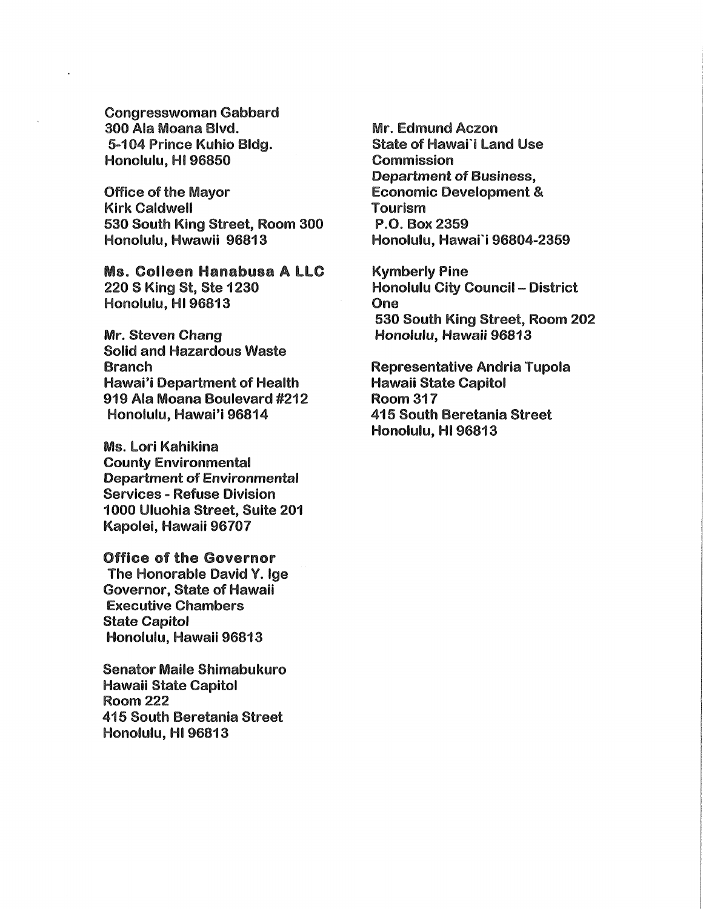Congresswoman Gabbard
300 Ala Moana Blvd.
5-104 Prince Kuhio Bldg.
Honolulu, HI 96850

Office of the Mayor
Kirk Caldwell
530 South King Street, Room 300
Honolulu, Hwawii 96813

**Ms. Colleen Hanabusa A LLC**
220 S King St, Ste 1230
Honolulu, HI 96813

Mr. Steven Chang
Solid and Hazardous Waste
Branch
Hawai'i Department of Health
919 Ala Moana Boulevard #212
Honolulu, Hawai'i 96814

Ms. Lori Kahikina
County Environmental
*Department of Environmental*
Services - Refuse Division
1000 Uluohia Street, Suite 201
Kapolei, Hawaii 96707

**Office of the Governor**
The Honorable David Y. Ige
Governor, State of Hawaii
Executive Chambers
*State Capitol*
Honolulu, Hawaii 96813

Senator Maile Shimabukuro
Hawaii State Capitol
Room 222
415 South Beretania Street
Honolulu, HI 96813

Mr. Edmund Aczon
State of Hawai`i Land Use
Commission
*Department of Business,*
Economic Development &
Tourism
P.O. Box 2359
Honolulu, Hawai`i 96804-2359

Kymberly Pine
Honolulu City Council – District
One
530 South King Street, Room 202
*Honolulu, Hawaii 96813*

Representative Andria Tupola
Hawaii State Capitol
Room 317
415 South Beretania Street
Honolulu, HI 96813